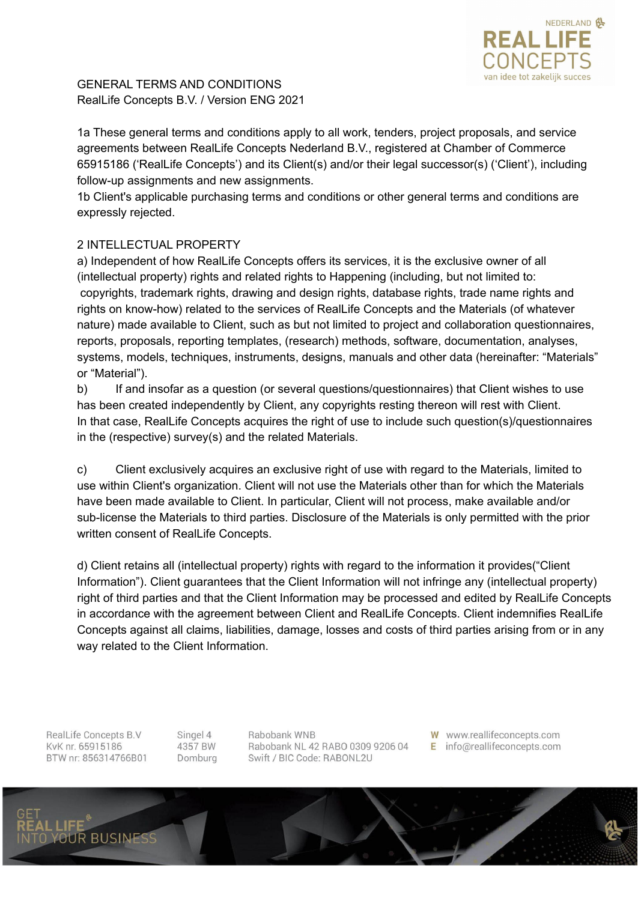GENERAL TERMS AND CONDITIONS
RealLife Concepts B.V. / Version ENG 2021

1a These general terms and conditions apply to all work, tenders, project proposals, and service agreements between RealLife Concepts Nederland B.V., registered at Chamber of Commerce 65915186 ('RealLife Concepts') and its Client(s) and/or their legal successor(s) ('Client'), including follow-up assignments and new assignments.
1b Client's applicable purchasing terms and conditions or other general terms and conditions are expressly rejected.

## 2 INTELLECTUAL PROPERTY

a) Independent of how RealLife Concepts offers its services, it is the exclusive owner of all (intellectual property) rights and related rights to Happening (including, but not limited to: copyrights, trademark rights, drawing and design rights, database rights, trade name rights and rights on know-how) related to the services of RealLife Concepts and the Materials (of whatever nature) made available to Client, such as but not limited to project and collaboration questionnaires, reports, proposals, reporting templates, (research) methods, software, documentation, analyses, systems, models, techniques, instruments, designs, manuals and other data (hereinafter: "Materials" or "Material").

b) If and insofar as a question (or several questions/questionnaires) that Client wishes to use has been created independently by Client, any copyrights resting thereon will rest with Client. In that case, RealLife Concepts acquires the right of use to include such question(s)/questionnaires in the (respective) survey(s) and the related Materials.

c) Client exclusively acquires an exclusive right of use with regard to the Materials, limited to use within Client's organization. Client will not use the Materials other than for which the Materials have been made available to Client. In particular, Client will not process, make available and/or sub-license the Materials to third parties. Disclosure of the Materials is only permitted with the prior written consent of RealLife Concepts.

d) Client retains all (intellectual property) rights with regard to the information it provides("Client Information"). Client guarantees that the Client Information will not infringe any (intellectual property) right of third parties and that the Client Information may be processed and edited by RealLife Concepts in accordance with the agreement between Client and RealLife Concepts. Client indemnifies RealLife Concepts against all claims, liabilities, damage, losses and costs of third parties arising from or in any way related to the Client Information.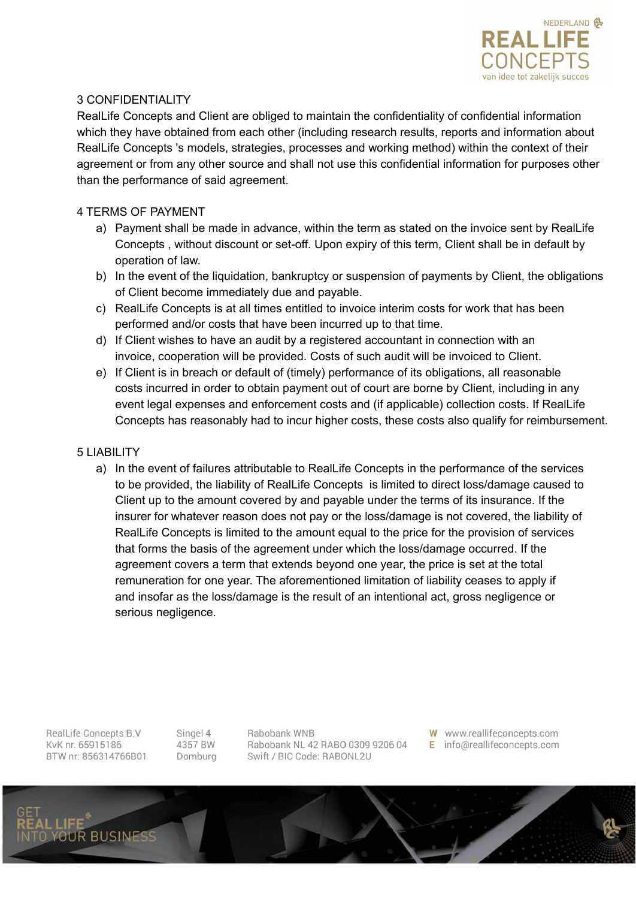## 3 CONFIDENTIALITY

RealLife Concepts and Client are obliged to maintain the confidentiality of confidential information which they have obtained from each other (including research results, reports and information about RealLife Concepts 's models, strategies, processes and working method) within the context of their agreement or from any other source and shall not use this confidential information for purposes other than the performance of said agreement.

## 4 TERMS OF PAYMENT

a) Payment shall be made in advance, within the term as stated on the invoice sent by RealLife Concepts , without discount or set-off. Upon expiry of this term, Client shall be in default by operation of law.
b) In the event of the liquidation, bankruptcy or suspension of payments by Client, the obligations of Client become immediately due and payable.
c) RealLife Concepts is at all times entitled to invoice interim costs for work that has been performed and/or costs that have been incurred up to that time.
d) If Client wishes to have an audit by a registered accountant in connection with an invoice, cooperation will be provided. Costs of such audit will be invoiced to Client.
e) If Client is in breach or default of (timely) performance of its obligations, all reasonable costs incurred in order to obtain payment out of court are borne by Client, including in any event legal expenses and enforcement costs and (if applicable) collection costs. If RealLife Concepts has reasonably had to incur higher costs, these costs also qualify for reimbursement.

## 5 LIABILITY

a) In the event of failures attributable to RealLife Concepts in the performance of the services to be provided, the liability of RealLife Concepts is limited to direct loss/damage caused to Client up to the amount covered by and payable under the terms of its insurance. If the insurer for whatever reason does not pay or the loss/damage is not covered, the liability of RealLife Concepts is limited to the amount equal to the price for the provision of services that forms the basis of the agreement under which the loss/damage occurred. If the agreement covers a term that extends beyond one year, the price is set at the total remuneration for one year. The aforementioned limitation of liability ceases to apply if and insofar as the loss/damage is the result of an intentional act, gross negligence or serious negligence.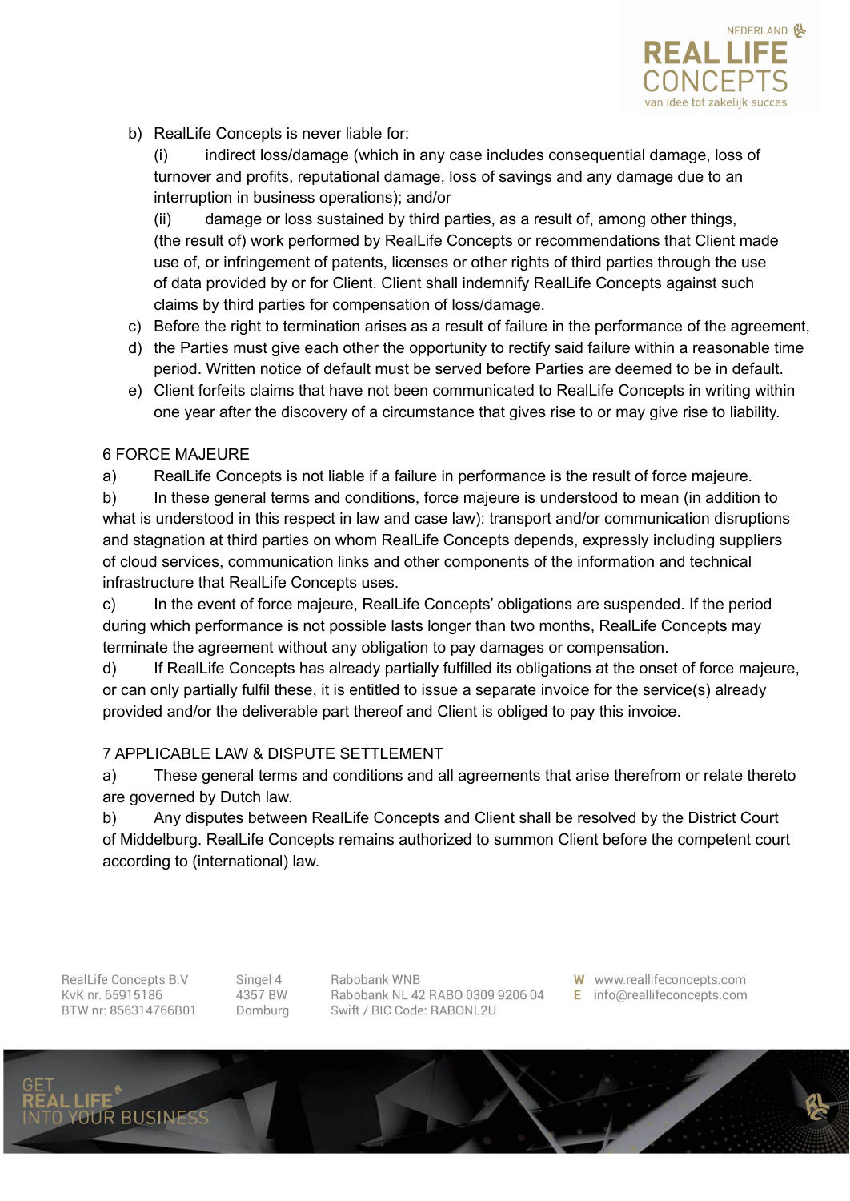b) RealLife Concepts is never liable for:

   (i) indirect loss/damage (which in any case includes consequential damage, loss of turnover and profits, reputational damage, loss of savings and any damage due to an interruption in business operations); and/or

   (ii) damage or loss sustained by third parties, as a result of, among other things, (the result of) work performed by RealLife Concepts or recommendations that Client made use of, or infringement of patents, licenses or other rights of third parties through the use of data provided by or for Client. Client shall indemnify RealLife Concepts against such claims by third parties for compensation of loss/damage.

c) Before the right to termination arises as a result of failure in the performance of the agreement,

d) the Parties must give each other the opportunity to rectify said failure within a reasonable time period. Written notice of default must be served before Parties are deemed to be in default.

e) Client forfeits claims that have not been communicated to RealLife Concepts in writing within one year after the discovery of a circumstance that gives rise to or may give rise to liability.

## 6 FORCE MAJEURE

a) RealLife Concepts is not liable if a failure in performance is the result of force majeure.

b) In these general terms and conditions, force majeure is understood to mean (in addition to what is understood in this respect in law and case law): transport and/or communication disruptions and stagnation at third parties on whom RealLife Concepts depends, expressly including suppliers of cloud services, communication links and other components of the information and technical infrastructure that RealLife Concepts uses.

c) In the event of force majeure, RealLife Concepts' obligations are suspended. If the period during which performance is not possible lasts longer than two months, RealLife Concepts may terminate the agreement without any obligation to pay damages or compensation.

d) If RealLife Concepts has already partially fulfilled its obligations at the onset of force majeure, or can only partially fulfil these, it is entitled to issue a separate invoice for the service(s) already provided and/or the deliverable part thereof and Client is obliged to pay this invoice.

## 7 APPLICABLE LAW & DISPUTE SETTLEMENT

a) These general terms and conditions and all agreements that arise therefrom or relate thereto are governed by Dutch law.

b) Any disputes between RealLife Concepts and Client shall be resolved by the District Court of Middelburg. RealLife Concepts remains authorized to summon Client before the competent court according to (international) law.